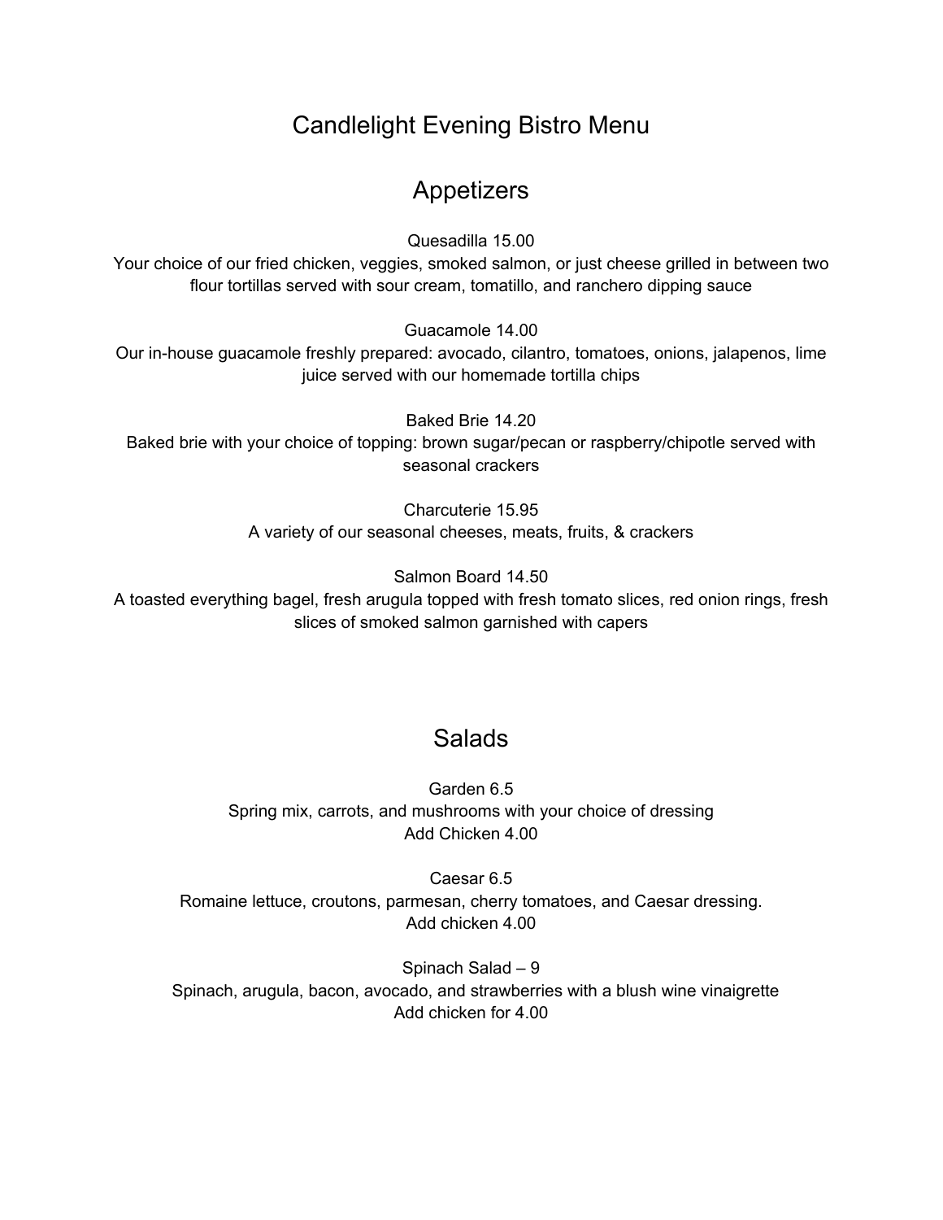# Candlelight Evening Bistro Menu

## Appetizers

Quesadilla 15.00
Your choice of our fried chicken, veggies, smoked salmon, or just cheese grilled in between two flour tortillas served with sour cream, tomatillo, and ranchero dipping sauce

Guacamole 14.00
Our in-house guacamole freshly prepared: avocado, cilantro, tomatoes, onions, jalapenos, lime juice served with our homemade tortilla chips

Baked Brie 14.20
Baked brie with your choice of topping: brown sugar/pecan or raspberry/chipotle served with seasonal crackers

Charcuterie 15.95
A variety of our seasonal cheeses, meats, fruits, & crackers

Salmon Board 14.50
A toasted everything bagel, fresh arugula topped with fresh tomato slices, red onion rings, fresh slices of smoked salmon garnished with capers

## Salads

Garden 6.5
Spring mix, carrots, and mushrooms with your choice of dressing
Add Chicken 4.00

Caesar 6.5
Romaine lettuce, croutons, parmesan, cherry tomatoes, and Caesar dressing.
Add chicken 4.00

Spinach Salad – 9
Spinach, arugula, bacon, avocado, and strawberries with a blush wine vinaigrette
Add chicken for 4.00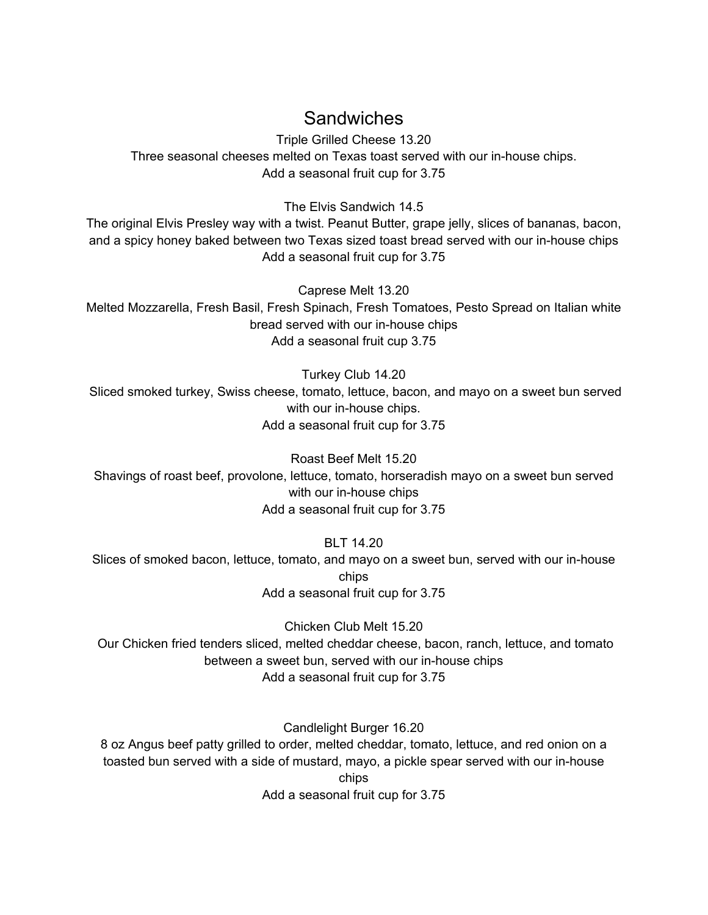# Sandwiches

Triple Grilled Cheese 13.20

Three seasonal cheeses melted on Texas toast served with our in-house chips.

Add a seasonal fruit cup for 3.75

The Elvis Sandwich 14.5

The original Elvis Presley way with a twist. Peanut Butter, grape jelly, slices of bananas, bacon, and a spicy honey baked between two Texas sized toast bread served with our in-house chips

Add a seasonal fruit cup for 3.75

Caprese Melt 13.20

Melted Mozzarella, Fresh Basil, Fresh Spinach, Fresh Tomatoes, Pesto Spread on Italian white bread served with our in-house chips

Add a seasonal fruit cup 3.75

Turkey Club 14.20

Sliced smoked turkey, Swiss cheese, tomato, lettuce, bacon, and mayo on a sweet bun served with our in-house chips.

Add a seasonal fruit cup for 3.75

Roast Beef Melt 15.20

Shavings of roast beef, provolone, lettuce, tomato, horseradish mayo on a sweet bun served with our in-house chips

Add a seasonal fruit cup for 3.75

BLT 14.20

Slices of smoked bacon, lettuce, tomato, and mayo on a sweet bun, served with our in-house chips

Add a seasonal fruit cup for 3.75

Chicken Club Melt 15.20

Our Chicken fried tenders sliced, melted cheddar cheese, bacon, ranch, lettuce, and tomato between a sweet bun, served with our in-house chips

Add a seasonal fruit cup for 3.75

Candlelight Burger 16.20

8 oz Angus beef patty grilled to order, melted cheddar, tomato, lettuce, and red onion on a toasted bun served with a side of mustard, mayo, a pickle spear served with our in-house chips

Add a seasonal fruit cup for 3.75